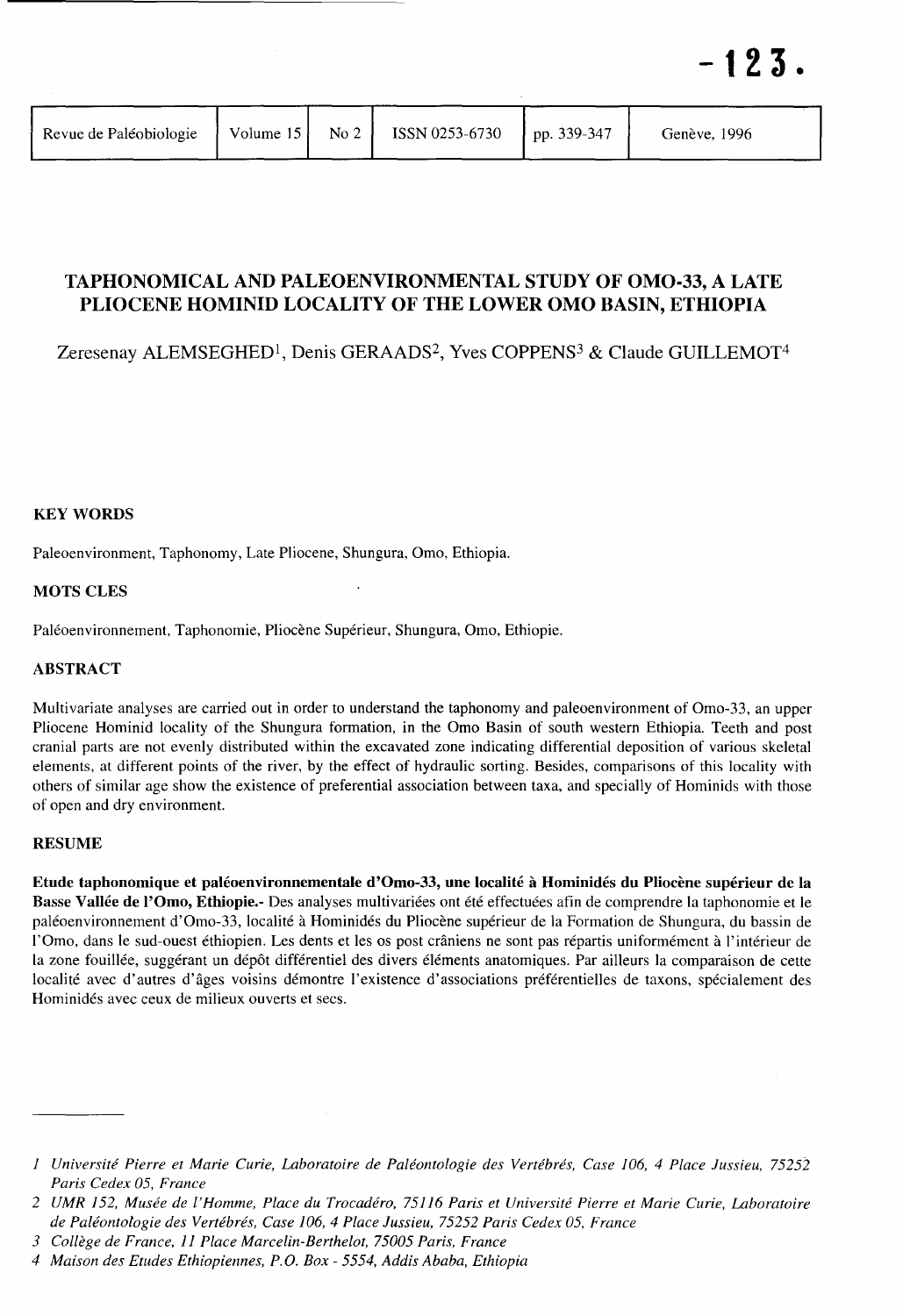# TAPHONOMICAL AND PALEOENVIRONMENTAL STUDY OF OMO-33, A LATE PLIOCENE HOMINID LOCALITY OF THE LOWER OMO BASIN, ETHIOPIA

Zeresenay ALEMSEGHED[1], Denis GERAADS[2], Yves COPPENS[3] & Claude GUILLEMOT[4]

## KEY WORDS

Paleoenvironment, Taphonomy, Late Pliocene, Shungura, Omo, Ethiopia.

## MOTS CLES

Paléoenvironnement, Taphonomie, Pliocène Supérieur, Shungura, Omo, Ethiopie.

## ABSTRACT

Multivariate analyses are carried out in order to understand the taphonomy and paleoenvironment of Omo-33, an upper Pliocene Hominid locality of the Shungura formation, in the Omo Basin of south western Ethiopia. Teeth and post cranial parts are not evenly distributed within the excavated zone indicating differential deposition of various skeletal elements, at different points of the river, by the effect of hydraulic sorting. Besides, comparisons of this locality with others of similar age show the existence of preferential association between taxa, and specially of Hominids with those of open and dry environment.

## RESUME

**Etude taphonomique et paléoenvironnementale d'Omo-33, une localité à Hominidés du Pliocène supérieur de la Basse Vallée de l'Omo, Ethiopie.-** Des analyses multivariées ont été effectuées afin de comprendre la taphonomie et le paléoenvironnement d'Omo-33, localité à Hominidés du Pliocène supérieur de la Formation de Shungura, du bassin de l'Omo, dans le sud-ouest éthiopien. Les dents et les os post crâniens ne sont pas répartis uniformément à l'intérieur de la zone fouillée, suggérant un dépôt différentiel des divers éléments anatomiques. Par ailleurs la comparaison de cette localité avec d'autres d'âges voisins démontre l'existence d'associations préférentielles de taxons, spécialement des Hominidés avec ceux de milieux ouverts et secs.

---

*1 Université Pierre et Marie Curie, Laboratoire de Paléontologie des Vertébrés, Case 106, 4 Place Jussieu, 75252 Paris Cedex 05, France*

*2 UMR 152, Musée de l'Homme, Place du Trocadéro, 75116 Paris et Université Pierre et Marie Curie, Laboratoire de Paléontologie des Vertébrés, Case 106, 4 Place Jussieu, 75252 Paris Cedex 05, France*

*3 Collège de France, 11 Place Marcelin-Berthelot, 75005 Paris, France*

*4 Maison des Etudes Ethiopiennes, P.O. Box - 5554, Addis Ababa, Ethiopia*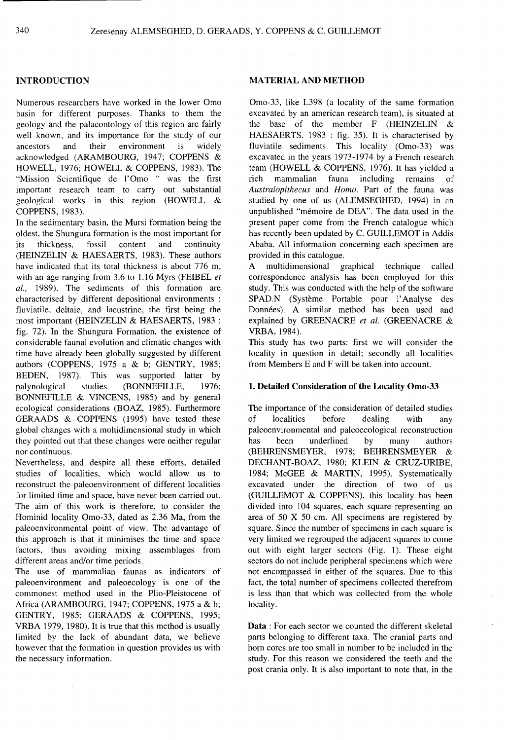## INTRODUCTION

Numerous researchers have worked in the lower Omo basin for different purposes. Thanks to them the geology and the palaeontology of this region are fairly well known, and its importance for the study of our ancestors and their environment is widely acknowledged (ARAMBOURG, 1947; COPPENS & HOWELL, 1976; HOWELL & COPPENS, 1983). The "Mission Scientifique de l'Omo " was the first important research team to carry out substantial geological works in this region (HOWELL & COPPENS, 1983).

In the sedimentary basin, the Mursi formation being the oldest, the Shungura formation is the most important for its thickness, fossil content and continuity (HEINZELIN & HAESAERTS, 1983). These authors have indicated that its total thickness is about 776 m, with an age ranging from 3.6 to 1.16 Myrs (FEIBEL *et al.,* 1989). The sediments of this formation are characterised by different depositional environments : fluviatile, deltaic, and lacustrine, the first being the most important (HEINZELIN & HAESAERTS, 1983 : fig. 72). In the Shungura Formation, the existence of considerable faunal evolution and climatic changes with time have already been globally suggested by different authors (COPPENS, 1975 a & b; GENTRY, 1985; BEDEN, 1987). This was supported latter by palynological studies (BONNEFILLE, 1976; BONNEFILLE & VINCENS, 1985) and by general ecological considerations (BOAZ, 1985). Furthermore GERAADS & COPPENS (1995) have tested these global changes with a multidimensional study in which they pointed out that these changes were neither regular nor continuous.

Nevertheless, and despite all these efforts, detailed studies of localities, which would allow us to reconstruct the paleoenvironment of different localities for limited time and space, have never been carried out. The aim of this work is therefore, to consider the Hominid locality Omo-33, dated as 2.36 Ma, from the paleoenvironmental point of view. The advantage of this approach is that it minimises the time and space factors, thus avoiding mixing assemblages from different areas and/or time periods.

The use of mammalian faunas as indicators of paleoenvironment and paleoecology is one of the commonest method used in the Plio-Pleistocene of Africa (ARAMBOURG, 1947; COPPENS, 1975 a & b; GENTRY, 1985; GERAADS & COPPENS, 1995; VRBA 1979, 1980). It is true that this method is usually limited by the lack of abundant data, we believe however that the formation in question provides us with the necessary information.

## MATERIAL AND METHOD

Omo-33, like L398 (a locality of the same formation excavated by an american research team), is situated at the base of the member F (HEINZELIN & HAESAERTS, 1983 : fig. 35). It is characterised by fluviatile sediments. This locality (Omo-33) was excavated in the years 1973-1974 by a French research team (HOWELL & COPPENS, 1976). It has yielded a rich mammalian fauna including remains of *Australopithecus* and *Homo*. Part of the fauna was studied by one of us (ALEMSEGHED, 1994) in an unpublished "mémoire de DEA". The data used in the present paper come from the French catalogue which has recently been updated by C. GUILLEMOT in Addis Ababa. All information concerning each specimen are provided in this catalogue.

A multidimensional graphical technique called correspondence analysis has been employed for this study. This was conducted with the help of the software SPAD.N (Système Portable pour l'Analyse des Données). A similar method has been used and explained by GREENACRE *et al.* (GREENACRE & VRBA, 1984).

This study has two parts: first we will consider the locality in question in detail; secondly all localities from Members E and F will be taken into account.

### 1. Detailed Consideration of the Locality Omo-33

The importance of the consideration of detailed studies of localities before dealing with any paleoenvironmental and paleoecological reconstruction has been underlined by many authors (BEHRENSMEYER, 1978; BEHRENSMEYER & DECHANT-BOAZ, 1980; KLEIN & CRUZ-URIBE, 1984; McGEE & MARTIN, 1995). Systematically excavated under the direction of two of us (GUILLEMOT & COPPENS), this locality has been divided into 104 squares, each square representing an area of 50 X 50 cm. All specimens are registered by square. Since the number of specimens in each square is very limited we regrouped the adjacent squares to come out with eight larger sectors (Fig. 1). These eight sectors do not include peripheral specimens which were not encompassed in either of the squares. Due to this fact, the total number of specimens collected therefrom is less than that which was collected from the whole locality.

**Data** : For each sector we counted the different skeletal parts belonging to different taxa. The cranial parts and horn cores are too small in number to be included in the study. For this reason we considered the teeth and the post crania only. It is also important to note that, in the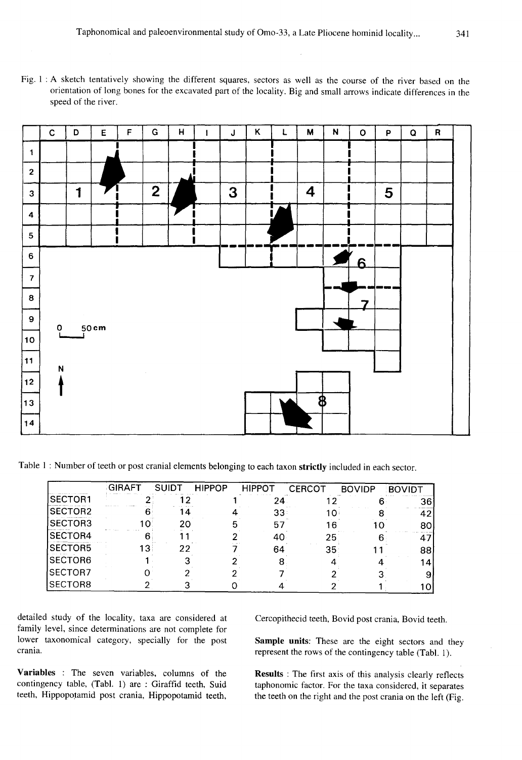Fig. 1 : A sketch tentatively showing the different squares, sectors as well as the course of the river based on the orientation of long bones for the excavated part of the locality. Big and small arrows indicate differences in the speed of the river.

Table 1 : Number of teeth or post cranial elements belonging to each taxon **strictly** included in each sector.

| | GIRAFT | SUIDT | HIPPOP | HIPPOT | CERCOT | BOVIDP | BOVIDT |
|---|---|---|---|---|---|---|---|
| SECTOR1 | 2 | 12 | 1 | 24 | 12 | 6 | 36 |
| SECTOR2 | 6 | 14 | 4 | 33 | 10 | 8 | 42 |
| SECTOR3 | 10 | 20 | 5 | 57 | 16 | 10 | 80 |
| SECTOR4 | 6 | 11 | 2 | 40 | 25 | 6 | 47 |
| SECTOR5 | 13 | 22 | 7 | 64 | 35 | 11 | 88 |
| SECTOR6 | 1 | 3 | 2 | 8 | 4 | 4 | 14 |
| SECTOR7 | 0 | 2 | 2 | 7 | 2 | 3 | 9 |
| SECTOR8 | 2 | 3 | 0 | 4 | 2 | 1 | 10 |

detailed study of the locality, taxa are considered at family level, since determinations are not complete for lower taxonomical category, specially for the post crania.

**Variables** : The seven variables, columns of the contingency table, (Tabl. 1) are : Giraffid teeth, Suid teeth, Hippopotamid post crania, Hippopotamid teeth, Cercopithecid teeth, Bovid post crania, Bovid teeth.

**Sample units**: These are the eight sectors and they represent the rows of the contingency table (Tabl. 1).

**Results** : The first axis of this analysis clearly reflects taphonomic factor. For the taxa considered, it separates the teeth on the right and the post crania on the left (Fig.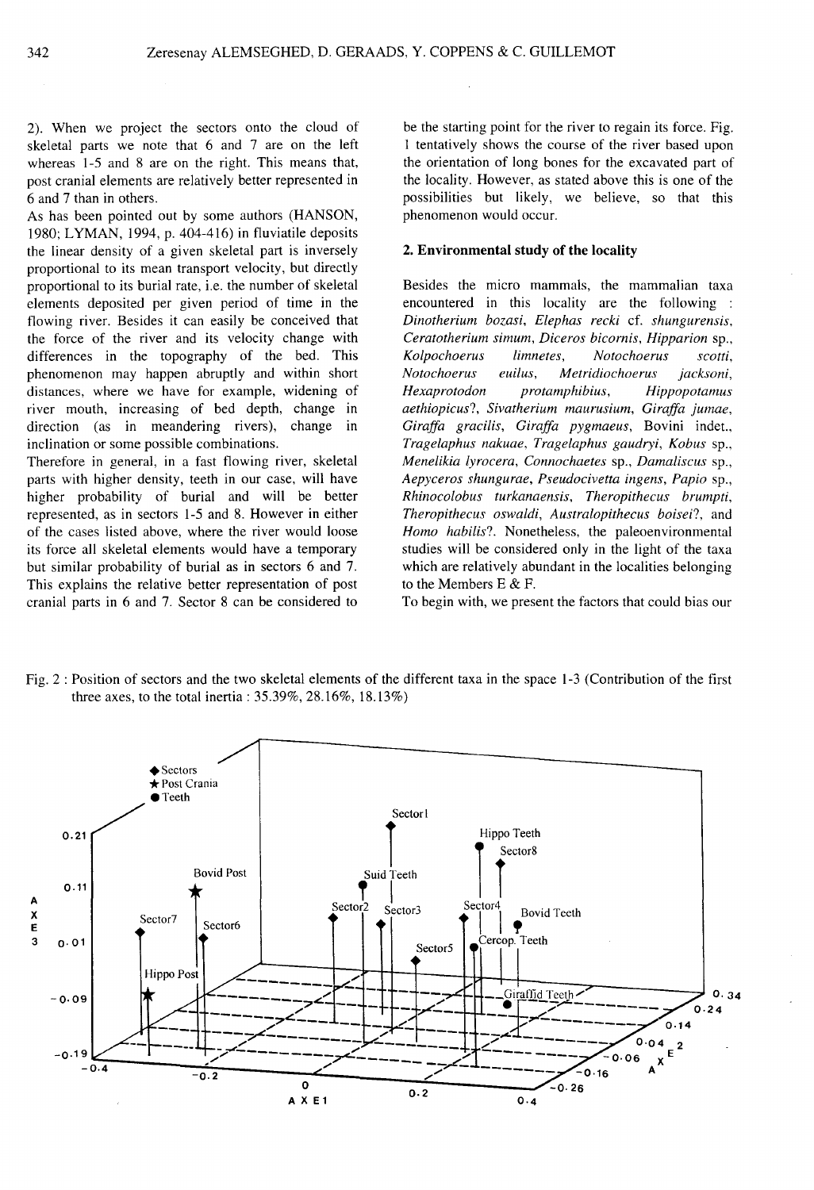2). When we project the sectors onto the cloud of skeletal parts we note that 6 and 7 are on the left whereas 1-5 and 8 are on the right. This means that, post cranial elements are relatively better represented in 6 and 7 than in others.

As has been pointed out by some authors (HANSON, 1980; LYMAN, 1994, p. 404-416) in fluviatile deposits the linear density of a given skeletal part is inversely proportional to its mean transport velocity, but directly proportional to its burial rate, i.e. the number of skeletal elements deposited per given period of time in the flowing river. Besides it can easily be conceived that the force of the river and its velocity change with differences in the topography of the bed. This phenomenon may happen abruptly and within short distances, where we have for example, widening of river mouth, increasing of bed depth, change in direction (as in meandering rivers), change in inclination or some possible combinations.

Therefore in general, in a fast flowing river, skeletal parts with higher density, teeth in our case, will have higher probability of burial and will be better represented, as in sectors 1-5 and 8. However in either of the cases listed above, where the river would loose its force all skeletal elements would have a temporary but similar probability of burial as in sectors 6 and 7. This explains the relative better representation of post cranial parts in 6 and 7. Sector 8 can be considered to be the starting point for the river to regain its force. Fig. 1 tentatively shows the course of the river based upon the orientation of long bones for the excavated part of the locality. However, as stated above this is one of the possibilities but likely, we believe, so that this phenomenon would occur.

## 2. Environmental study of the locality

Besides the micro mammals, the mammalian taxa encountered in this locality are the following : *Dinotherium bozasi*, *Elephas recki* cf. *shungurensis*, *Ceratotherium simum*, *Diceros bicornis*, *Hipparion* sp., *Kolpochoerus limnetes*, *Notochoerus scotti*, *Notochoerus euilus*, *Metridiochoerus jacksoni*, *Hexaprotodon protamphibius*, *Hippopotamus aethiopicus*?, *Sivatherium maurusium*, *Giraffa jumae*, *Giraffa gracilis*, *Giraffa pygmaeus*, Bovini indet., *Tragelaphus nakuae*, *Tragelaphus gaudryi*, *Kobus* sp., *Menelikia lyrocera*, *Connochaetes* sp., *Damaliscus* sp., *Aepyceros shungurae*, *Pseudocivetta ingens*, *Papio* sp., *Rhinocolobus turkanaensis*, *Theropithecus brumpti*, *Theropithecus oswaldi*, *Australopithecus boisei*?, and *Homo habilis*?. Nonetheless, the paleoenvironmental studies will be considered only in the light of the taxa which are relatively abundant in the localities belonging to the Members E & F.

To begin with, we present the factors that could bias our

Fig. 2 : Position of sectors and the two skeletal elements of the different taxa in the space 1-3 (Contribution of the first three axes, to the total inertia : 35.39%, 28.16%, 18.13%)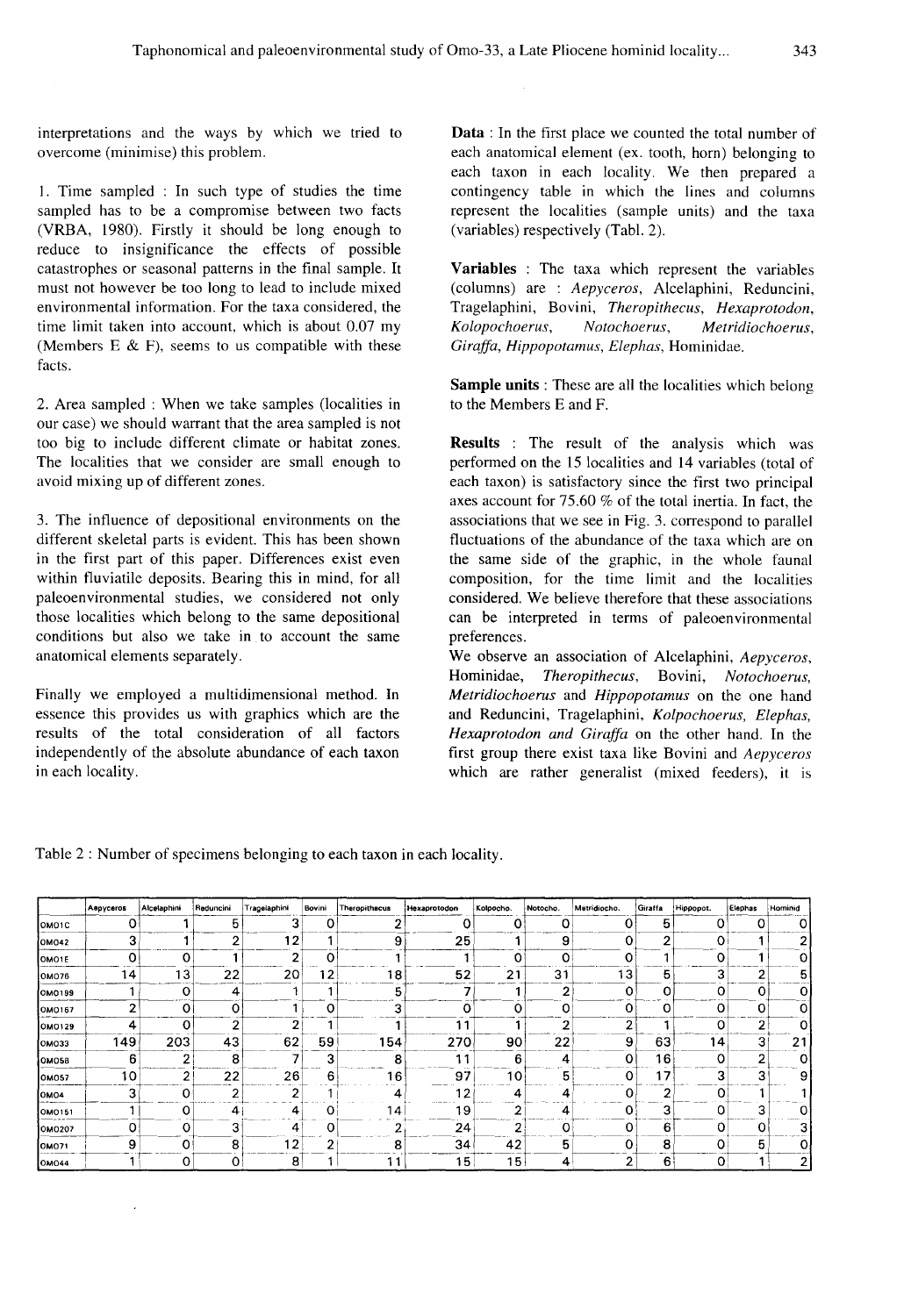interpretations and the ways by which we tried to overcome (minimise) this problem.

1. Time sampled : In such type of studies the time sampled has to be a compromise between two facts (VRBA, 1980). Firstly it should be long enough to reduce to insignificance the effects of possible catastrophes or seasonal patterns in the final sample. It must not however be too long to lead to include mixed environmental information. For the taxa considered, the time limit taken into account, which is about 0.07 my (Members E & F), seems to us compatible with these facts.

2. Area sampled : When we take samples (localities in our case) we should warrant that the area sampled is not too big to include different climate or habitat zones. The localities that we consider are small enough to avoid mixing up of different zones.

3. The influence of depositional environments on the different skeletal parts is evident. This has been shown in the first part of this paper. Differences exist even within fluviatile deposits. Bearing this in mind, for all paleoenvironmental studies, we considered not only those localities which belong to the same depositional conditions but also we take in to account the same anatomical elements separately.

Finally we employed a multidimensional method. In essence this provides us with graphics which are the results of the total consideration of all factors independently of the absolute abundance of each taxon in each locality.

**Data** : In the first place we counted the total number of each anatomical element (ex. tooth, horn) belonging to each taxon in each locality. We then prepared a contingency table in which the lines and columns represent the localities (sample units) and the taxa (variables) respectively (Tabl. 2).

**Variables** : The taxa which represent the variables (columns) are : *Aepyceros*, Alcelaphini, Reduncini, Tragelaphini, Bovini, *Theropithecus*, *Hexaprotodon*, *Kolopochoerus*, *Notochoerus*, *Metridiochoerus*, *Giraffa*, *Hippopotamus*, *Elephas*, Hominidae.

**Sample units** : These are all the localities which belong to the Members E and F.

**Results** : The result of the analysis which was performed on the 15 localities and 14 variables (total of each taxon) is satisfactory since the first two principal axes account for 75.60 % of the total inertia. In fact, the associations that we see in Fig. 3. correspond to parallel fluctuations of the abundance of the taxa which are on the same side of the graphic, in the whole faunal composition, for the time limit and the localities considered. We believe therefore that these associations can be interpreted in terms of paleoenvironmental preferences.

We observe an association of Alcelaphini, *Aepyceros*, Hominidae, *Theropithecus*, Bovini, *Notochoerus*, *Metridiochoerus* and *Hippopotamus* on the one hand and Reduncini, Tragelaphini, *Kolpochoerus*, *Elephas*, *Hexaprotodon and Giraffa* on the other hand. In the first group there exist taxa like Bovini and *Aepyceros* which are rather generalist (mixed feeders), it is

Table 2 : Number of specimens belonging to each taxon in each locality.

| | Aepyceros | Alcelaphini | Reduncini | Tragelaphini | Bovini | Theropithecus | Hexaprotodon | Kolpocho. | Notocho. | Metridiocho. | Giraffa | Hippopot. | Elephas | Hominid |
|---|---|---|---|---|---|---|---|---|---|---|---|---|---|---|
| OMO1C | 0 | 1 | 5 | 3 | 0 | 2 | 0 | 0 | 0 | 0 | 5 | 0 | 0 | 0 |
| OMO42 | 3 | 1 | 2 | 12 | 1 | 9 | 25 | 1 | 9 | 0 | 2 | 0 | 1 | 2 |
| OMO1E | 0 | 0 | 1 | 2 | 0 | 1 | 1 | 0 | 0 | 0 | 1 | 0 | 1 | 0 |
| OMO76 | 14 | 13 | 22 | 20 | 12 | 18 | 52 | 21 | 31 | 13 | 5 | 3 | 2 | 5 |
| OMO199 | 1 | 0 | 4 | 1 | 1 | 5 | 7 | 1 | 2 | 0 | 0 | 0 | 0 | 0 |
| OMO167 | 2 | 0 | 0 | 1 | 0 | 3 | 0 | 0 | 0 | 0 | 0 | 0 | 0 | 0 |
| OMO129 | 4 | 0 | 2 | 2 | 1 | 1 | 11 | 1 | 2 | 2 | 1 | 0 | 2 | 0 |
| OMO33 | 149 | 203 | 43 | 62 | 59 | 154 | 270 | 90 | 22 | 9 | 63 | 14 | 3 | 21 |
| OMO58 | 6 | 2 | 8 | 7 | 3 | 8 | 11 | 6 | 4 | 0 | 16 | 0 | 2 | 0 |
| OMO57 | 10 | 2 | 22 | 26 | 6 | 16 | 97 | 10 | 5 | 0 | 17 | 3 | 3 | 9 |
| OMO4 | 3 | 0 | 2 | 2 | 1 | 4 | 12 | 4 | 4 | 0 | 2 | 0 | 1 | 1 |
| OMO151 | 1 | 0 | 4 | 4 | 0 | 14 | 19 | 2 | 4 | 0 | 3 | 0 | 3 | 0 |
| OMO207 | 0 | 0 | 3 | 4 | 0 | 2 | 24 | 2 | 0 | 0 | 6 | 0 | 0 | 3 |
| OMO71 | 9 | 0 | 8 | 12 | 2 | 8 | 34 | 42 | 5 | 0 | 8 | 0 | 5 | 0 |
| OMO44 | 1 | 0 | 0 | 8 | 1 | 11 | 15 | 15 | 4 | 2 | 6 | 0 | 1 | 2 |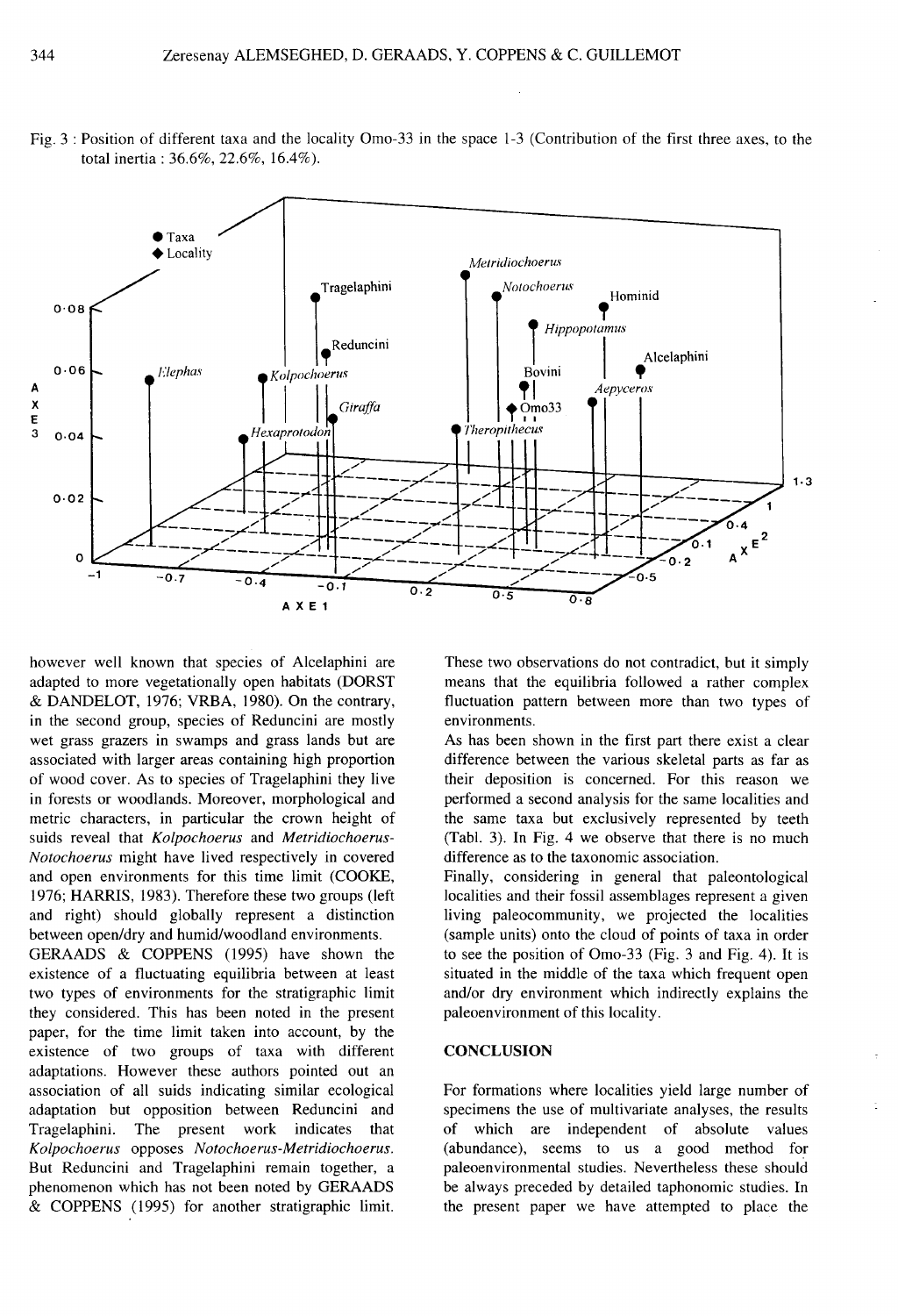Fig. 3 : Position of different taxa and the locality Omo-33 in the space 1-3 (Contribution of the first three axes, to the total inertia : 36.6%, 22.6%, 16.4%).

however well known that species of Alcelaphini are adapted to more vegetationally open habitats (DORST & DANDELOT, 1976; VRBA, 1980). On the contrary, in the second group, species of Reduncini are mostly wet grass grazers in swamps and grass lands but are associated with larger areas containing high proportion of wood cover. As to species of Tragelaphini they live in forests or woodlands. Moreover, morphological and metric characters, in particular the crown height of suids reveal that *Kolpochoerus* and *Metridiochoerus-Notochoerus* might have lived respectively in covered and open environments for this time limit (COOKE, 1976; HARRIS, 1983). Therefore these two groups (left and right) should globally represent a distinction between open/dry and humid/woodland environments.

GERAADS & COPPENS (1995) have shown the existence of a fluctuating equilibria between at least two types of environments for the stratigraphic limit they considered. This has been noted in the present paper, for the time limit taken into account, by the existence of two groups of taxa with different adaptations. However these authors pointed out an association of all suids indicating similar ecological adaptation but opposition between Reduncini and Tragelaphini. The present work indicates that *Kolpochoerus* opposes *Notochoerus-Metridiochoerus*. But Reduncini and Tragelaphini remain together, a phenomenon which has not been noted by GERAADS & COPPENS (1995) for another stratigraphic limit.

These two observations do not contradict, but it simply means that the equilibria followed a rather complex fluctuation pattern between more than two types of environments.

As has been shown in the first part there exist a clear difference between the various skeletal parts as far as their deposition is concerned. For this reason we performed a second analysis for the same localities and the same taxa but exclusively represented by teeth (Tabl. 3). In Fig. 4 we observe that there is no much difference as to the taxonomic association.

Finally, considering in general that paleontological localities and their fossil assemblages represent a given living paleocommunity, we projected the localities (sample units) onto the cloud of points of taxa in order to see the position of Omo-33 (Fig. 3 and Fig. 4). It is situated in the middle of the taxa which frequent open and/or dry environment which indirectly explains the paleoenvironment of this locality.

## CONCLUSION

For formations where localities yield large number of specimens the use of multivariate analyses, the results of which are independent of absolute values (abundance), seems to us a good method for paleoenvironmental studies. Nevertheless these should be always preceded by detailed taphonomic studies. In the present paper we have attempted to place the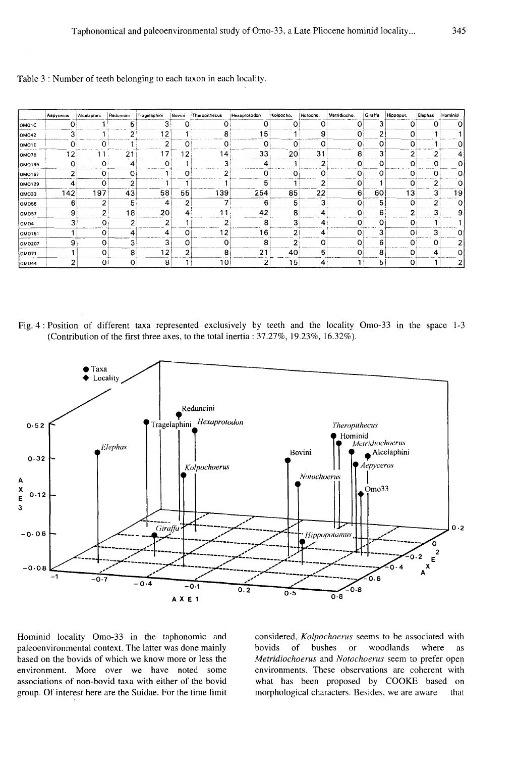Table 3 : Number of teeth belonging to each taxon in each locality.

| | Aepyceros | Alcelaphini | Reduncini | Tragelaphini | Bovini | Theropithecus | Hexaprotodon | Kolpocho. | Notocho. | Metridiocho. | Giraffa | Hippopot. | Elephas | Hominid |
|---|---|---|---|---|---|---|---|---|---|---|---|---|---|---|
| OMO1C | 0 | 1 | 5 | 3 | 0 | 0 | 0 | 0 | 0 | 0 | 3 | 0 | 0 | 0 |
| OMO42 | 3 | 1 | 2 | 12 | 1 | 8 | 15 | 1 | 9 | 0 | 2 | 0 | 1 | 1 |
| OMO1E | 0 | 0 | 1 | 2 | 0 | 0 | 0 | 0 | 0 | 0 | 0 | 0 | 1 | 0 |
| OMO76 | 12 | 11 | 21 | 17 | 12 | 14 | 33 | 20 | 31 | 8 | 3 | 2 | 2 | 4 |
| OMO199 | 0 | 0 | 4 | 0 | 1 | 3 | 4 | 1 | 2 | 0 | 0 | 0 | 0 | 0 |
| OMO167 | 2 | 0 | 0 | 1 | 0 | 2 | 0 | 0 | 0 | 0 | 0 | 0 | 0 | 0 |
| OMO129 | 4 | 0 | 2 | 1 | 1 | 1 | 5 | 1 | 2 | 0 | 1 | 0 | 2 | 0 |
| OMO33 | 142 | 197 | 43 | 58 | 55 | 139 | 254 | 85 | 22 | 6 | 60 | 13 | 3 | 19 |
| OMO58 | 6 | 2 | 5 | 4 | 2 | 7 | 6 | 5 | 3 | 0 | 5 | 0 | 2 | 0 |
| OMO57 | 9 | 2 | 18 | 20 | 4 | 11 | 42 | 8 | 4 | 0 | 6 | 2 | 3 | 9 |
| OMO4 | 3 | 0 | 2 | 2 | 1 | 2 | 8 | 3 | 4 | 0 | 0 | 0 | 1 | 1 |
| OMO151 | 1 | 0 | 4 | 4 | 0 | 12 | 16 | 2 | 4 | 0 | 3 | 0 | 3 | 0 |
| OMO207 | 9 | 0 | 3 | 3 | 0 | 0 | 8 | 2 | 0 | 0 | 6 | 0 | 0 | 2 |
| OMO71 | 1 | 0 | 8 | 12 | 2 | 8 | 21 | 40 | 5 | 0 | 8 | 0 | 4 | 0 |
| OMO44 | 2 | 0 | 0 | 8 | 1 | 10 | 2 | 15 | 4 | 1 | 5 | 0 | 1 | 2 |

Fig. 4 : Position of different taxa represented exclusively by teeth and the locality Omo-33 in the space 1-3 (Contribution of the first three axes, to the total inertia : 37.27%, 19.23%, 16.32%).

Hominid locality Omo-33 in the taphonomic and paleoenvironmental context. The latter was done mainly based on the bovids of which we know more or less the environment. More over we have noted some associations of non-bovid taxa with either of the bovid group. Of interest here are the Suidae. For the time limit considered, *Kolpochoerus* seems to be associated with bovids of bushes or woodlands where as *Metridiochoerus* and *Notochoerus* seem to prefer open environments. These observations are coherent with what has been proposed by COOKE based on morphological characters. Besides, we are aware that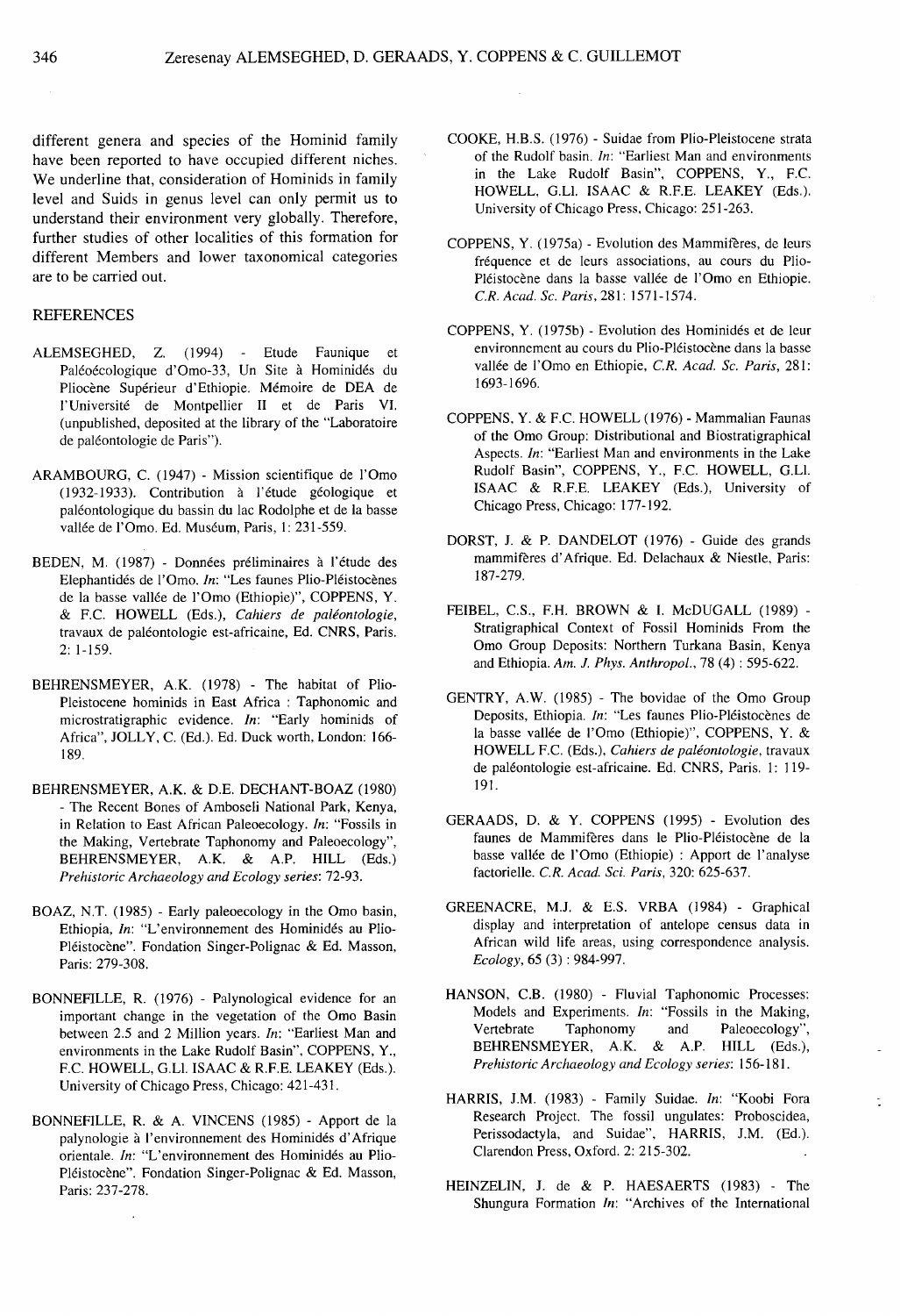different genera and species of the Hominid family have been reported to have occupied different niches. We underline that, consideration of Hominids in family level and Suids in genus level can only permit us to understand their environment very globally. Therefore, further studies of other localities of this formation for different Members and lower taxonomical categories are to be carried out.

## REFERENCES

ALEMSEGHED, Z. (1994) - Etude Faunique et Paléoécologique d'Omo-33, Un Site à Hominidés du Pliocène Supérieur d'Ethiopie. Mémoire de DEA de l'Université de Montpellier II et de Paris VI. (unpublished, deposited at the library of the "Laboratoire de paléontologie de Paris").

ARAMBOURG, C. (1947) - Mission scientifique de l'Omo (1932-1933). Contribution à l'étude géologique et paléontologique du bassin du lac Rodolphe et de la basse vallée de l'Omo. Ed. Muséum, Paris, 1: 231-559.

BEDEN, M. (1987) - Données préliminaires à l'étude des Elephantidés de l'Omo. *In*: "Les faunes Plio-Pléistocènes de la basse vallée de l'Omo (Ethiopie)", COPPENS, Y. & F.C. HOWELL (Eds.), *Cahiers de paléontologie*, travaux de paléontologie est-africaine, Ed. CNRS, Paris. 2: 1-159.

BEHRENSMEYER, A.K. (1978) - The habitat of Plio-Pleistocene hominids in East Africa : Taphonomic and microstratigraphic evidence. *In*: "Early hominids of Africa", JOLLY, C. (Ed.). Ed. Duck worth, London: 166-189.

BEHRENSMEYER, A.K. & D.E. DECHANT-BOAZ (1980) - The Recent Bones of Amboseli National Park, Kenya, in Relation to East African Paleoecology. *In*: "Fossils in the Making, Vertebrate Taphonomy and Paleoecology", BEHRENSMEYER, A.K. & A.P. HILL (Eds.) *Prehistoric Archaeology and Ecology series*: 72-93.

BOAZ, N.T. (1985) - Early paleoecology in the Omo basin, Ethiopia, *In*: "L'environnement des Hominidés au Plio-Pléistocène". Fondation Singer-Polignac & Ed. Masson, Paris: 279-308.

BONNEFILLE, R. (1976) - Palynological evidence for an important change in the vegetation of the Omo Basin between 2.5 and 2 Million years. *In*: "Earliest Man and environments in the Lake Rudolf Basin", COPPENS, Y., F.C. HOWELL, G.Ll. ISAAC & R.F.E. LEAKEY (Eds.). University of Chicago Press, Chicago: 421-431.

BONNEFILLE, R. & A. VINCENS (1985) - Apport de la palynologie à l'environnement des Hominidés d'Afrique orientale. *In*: "L'environnement des Hominidés au Plio-Pléistocène". Fondation Singer-Polignac & Ed. Masson, Paris: 237-278.

COOKE, H.B.S. (1976) - Suidae from Plio-Pleistocene strata of the Rudolf basin. *In*: "Earliest Man and environments in the Lake Rudolf Basin", COPPENS, Y., F.C. HOWELL, G.Ll. ISAAC & R.F.E. LEAKEY (Eds.). University of Chicago Press, Chicago: 251-263.

COPPENS, Y. (1975a) - Evolution des Mammifères, de leurs fréquence et de leurs associations, au cours du Plio-Pléistocène dans la basse vallée de l'Omo en Ethiopie. *C.R. Acad. Sc. Paris*, 281: 1571-1574.

COPPENS, Y. (1975b) - Evolution des Hominidés et de leur environnement au cours du Plio-Pléistocène dans la basse vallée de l'Omo en Ethiopie, *C.R. Acad. Sc. Paris*, 281: 1693-1696.

COPPENS, Y. & F.C. HOWELL (1976) - Mammalian Faunas of the Omo Group: Distributional and Biostratigraphical Aspects. *In*: "Earliest Man and environments in the Lake Rudolf Basin", COPPENS, Y., F.C. HOWELL, G.Ll. ISAAC & R.F.E. LEAKEY (Eds.), University of Chicago Press, Chicago: 177-192.

DORST, J. & P. DANDELOT (1976) - Guide des grands mammifères d'Afrique. Ed. Delachaux & Niestle, Paris: 187-279.

FEIBEL, C.S., F.H. BROWN & I. McDUGALL (1989) - Stratigraphical Context of Fossil Hominids From the Omo Group Deposits: Northern Turkana Basin, Kenya and Ethiopia. *Am. J. Phys. Anthropol.*, 78 (4) : 595-622.

GENTRY, A.W. (1985) - The bovidae of the Omo Group Deposits, Ethiopia. *In*: "Les faunes Plio-Pléistocènes de la basse vallée de l'Omo (Ethiopie)", COPPENS, Y. & HOWELL F.C. (Eds.), *Cahiers de paléontologie*, travaux de paléontologie est-africaine. Ed. CNRS, Paris. 1: 119-191.

GERAADS, D. & Y. COPPENS (1995) - Evolution des faunes de Mammifères dans le Plio-Pléistocène de la basse vallée de l'Omo (Ethiopie) : Apport de l'analyse factorielle. *C.R. Acad. Sci. Paris*, 320: 625-637.

GREENACRE, M.J. & E.S. VRBA (1984) - Graphical display and interpretation of antelope census data in African wild life areas, using correspondence analysis. *Ecology*, 65 (3) : 984-997.

HANSON, C.B. (1980) - Fluvial Taphonomic Processes: Models and Experiments. *In*: "Fossils in the Making, Vertebrate Taphonomy and Paleoecology", BEHRENSMEYER, A.K. & A.P. HILL (Eds.), *Prehistoric Archaeology and Ecology series*: 156-181.

HARRIS, J.M. (1983) - Family Suidae. *In*: "Koobi Fora Research Project. The fossil ungulates: Proboscidea, Perissodactyla, and Suidae", HARRIS, J.M. (Ed.). Clarendon Press, Oxford. 2: 215-302.

HEINZELIN, J. de & P. HAESAERTS (1983) - The Shungura Formation *In*: "Archives of the International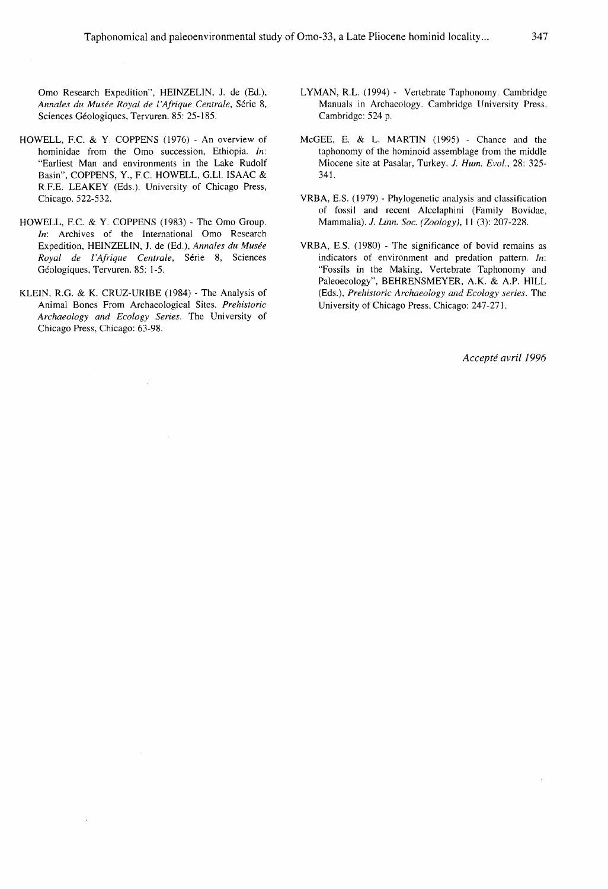Omo Research Expedition", HEINZELIN, J. de (Ed.), *Annales du Musée Royal de l'Afrique Centrale*, Série 8, Sciences Géologiques, Tervuren. 85: 25-185.

HOWELL, F.C. & Y. COPPENS (1976) - An overview of hominidae from the Omo succession, Ethiopia. *In*: "Earliest Man and environments in the Lake Rudolf Basin", COPPENS, Y., F.C. HOWELL, G.Ll. ISAAC & R.F.E. LEAKEY (Eds.). University of Chicago Press, Chicago. 522-532.

HOWELL, F.C. & Y. COPPENS (1983) - The Omo Group. *In*: Archives of the International Omo Research Expedition, HEINZELIN, J. de (Ed.), *Annales du Musée Royal de l'Afrique Centrale*, Série 8, Sciences Géologiques, Tervuren. 85: 1-5.

KLEIN, R.G. & K. CRUZ-URIBE (1984) - The Analysis of Animal Bones From Archaeological Sites. *Prehistoric Archaeology and Ecology Series*. The University of Chicago Press, Chicago: 63-98.

LYMAN, R.L. (1994) - Vertebrate Taphonomy. Cambridge Manuals in Archaeology. Cambridge University Press, Cambridge: 524 p.

McGEE, E. & L. MARTIN (1995) - Chance and the taphonomy of the hominoid assemblage from the middle Miocene site at Pasalar, Turkey. *J. Hum. Evol.*, 28: 325-341.

VRBA, E.S. (1979) - Phylogenetic analysis and classification of fossil and recent Alcelaphini (Family Bovidae, Mammalia). *J. Linn. Soc. (Zoology)*, 11 (3): 207-228.

VRBA, E.S. (1980) - The significance of bovid remains as indicators of environment and predation pattern. *In*: "Fossils in the Making, Vertebrate Taphonomy and Paleoecology", BEHRENSMEYER, A.K. & A.P. HILL (Eds.), *Prehistoric Archaeology and Ecology series*. The University of Chicago Press, Chicago: 247-271.

*Accepté avril 1996*